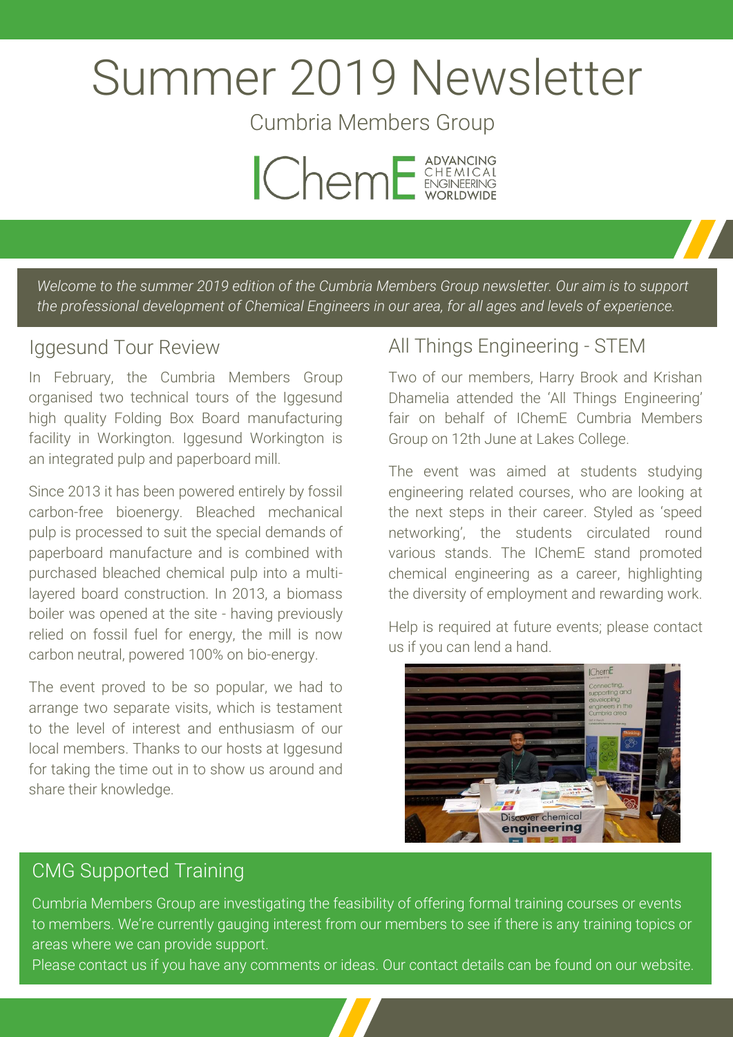# Summer 2019 Newsletter

Cumbria Members Group

IChemE ADVANCING CHEMICAL ENGINEERING WORLDWIDE

*Welcome to the summer 2019 edition of the Cumbria Members Group newsletter. Our aim is to support the professional development of Chemical Engineers in our area, for all ages and levels of experience.*

## Iggesund Tour Review

In February, the Cumbria Members Group organised two technical tours of the Iggesund high quality Folding Box Board manufacturing facility in Workington. Iggesund Workington is an integrated pulp and paperboard mill.

Since 2013 it has been powered entirely by fossil carbon-free bioenergy. Bleached mechanical pulp is processed to suit the special demands of paperboard manufacture and is combined with purchased bleached chemical pulp into a multi-layered board construction. In 2013, a biomass boiler was opened at the site - having previously relied on fossil fuel for energy, the mill is now carbon neutral, powered 100% on bio-energy.

The event proved to be so popular, we had to arrange two separate visits, which is testament to the level of interest and enthusiasm of our local members. Thanks to our hosts at Iggesund for taking the time out in to show us around and share their knowledge.

## All Things Engineering - STEM

Two of our members, Harry Brook and Krishan Dhamelia attended the 'All Things Engineering' fair on behalf of IChemE Cumbria Members Group on 12th June at Lakes College.

The event was aimed at students studying engineering related courses, who are looking at the next steps in their career. Styled as 'speed networking', the students circulated round various stands. The IChemE stand promoted chemical engineering as a career, highlighting the diversity of employment and rewarding work.

Help is required at future events; please contact us if you can lend a hand.

## CMG Supported Training

Cumbria Members Group are investigating the feasibility of offering formal training courses or events to members. We're currently gauging interest from our members to see if there is any training topics or areas where we can provide support.

Please contact us if you have any comments or ideas. Our contact details can be found on our website.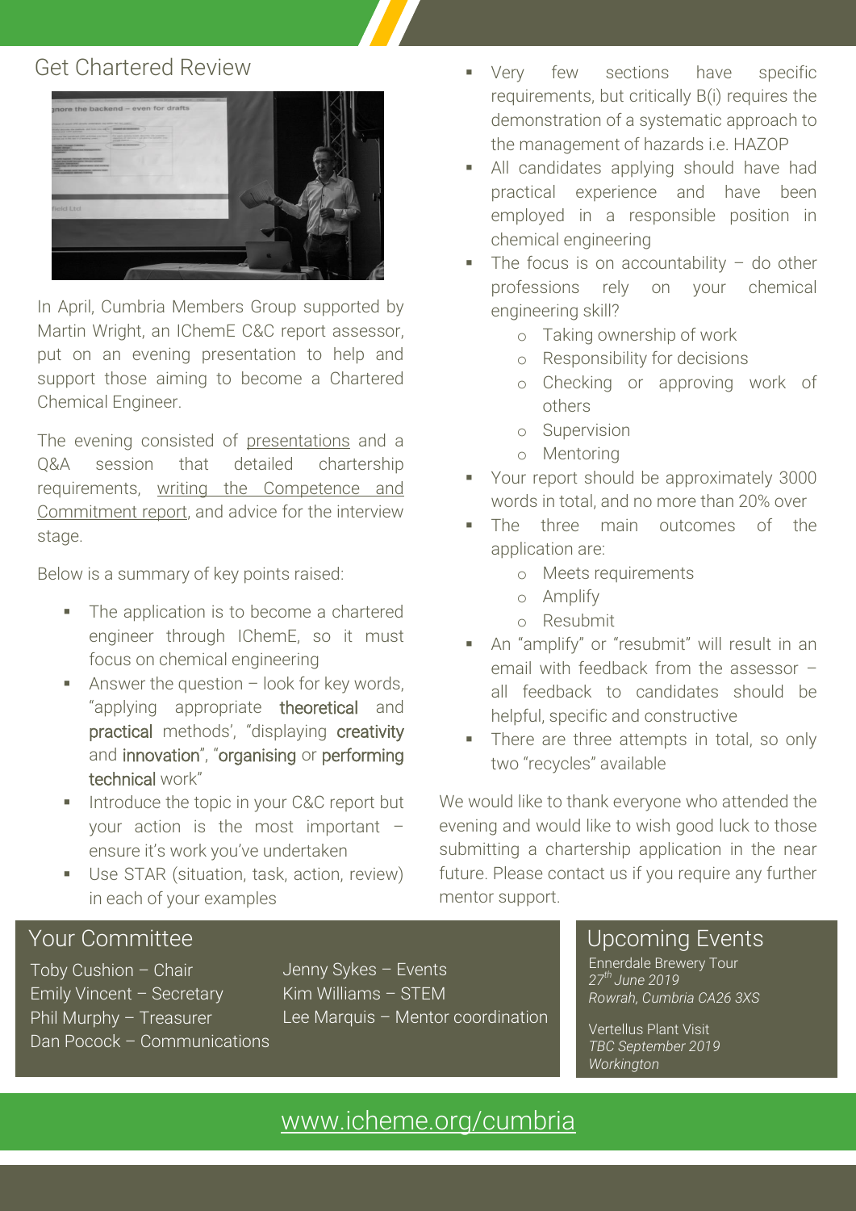## Get Chartered Review

In April, Cumbria Members Group supported by Martin Wright, an IChemE C&C report assessor, put on an evening presentation to help and support those aiming to become a Chartered Chemical Engineer.

The evening consisted of presentations and a Q&A session that detailed chartership requirements, writing the Competence and Commitment report, and advice for the interview stage.

Below is a summary of key points raised:

- The application is to become a chartered engineer through IChemE, so it must focus on chemical engineering
- Answer the question – look for key words, "applying appropriate **theoretical** and **practical** methods', "displaying **creativity** and **innovation**", "**organising** or **performing technical** work"
- Introduce the topic in your C&C report but your action is the most important – ensure it's work you've undertaken
- Use STAR (situation, task, action, review) in each of your examples
- Very few sections have specific requirements, but critically B(i) requires the demonstration of a systematic approach to the management of hazards i.e. HAZOP
- All candidates applying should have had practical experience and have been employed in a responsible position in chemical engineering
- The focus is on accountability – do other professions rely on your chemical engineering skill?
  - Taking ownership of work
  - Responsibility for decisions
  - Checking or approving work of others
  - Supervision
  - Mentoring
- Your report should be approximately 3000 words in total, and no more than 20% over
- The three main outcomes of the application are:
  - Meets requirements
  - Amplify
  - Resubmit
- An "amplify" or "resubmit" will result in an email with feedback from the assessor – all feedback to candidates should be helpful, specific and constructive
- There are three attempts in total, so only two "recycles" available

We would like to thank everyone who attended the evening and would like to wish good luck to those submitting a chartership application in the near future. Please contact us if you require any further mentor support.

## Your Committee

Toby Cushion – Chair
Emily Vincent – Secretary
Phil Murphy – Treasurer
Dan Pocock – Communications
Jenny Sykes – Events
Kim Williams – STEM
Lee Marquis – Mentor coordination

## Upcoming Events

Ennerdale Brewery Tour
*27th June 2019*
*Rowrah, Cumbria CA26 3XS*

Vertellus Plant Visit
*TBC September 2019*
*Workington*

www.icheme.org/cumbria